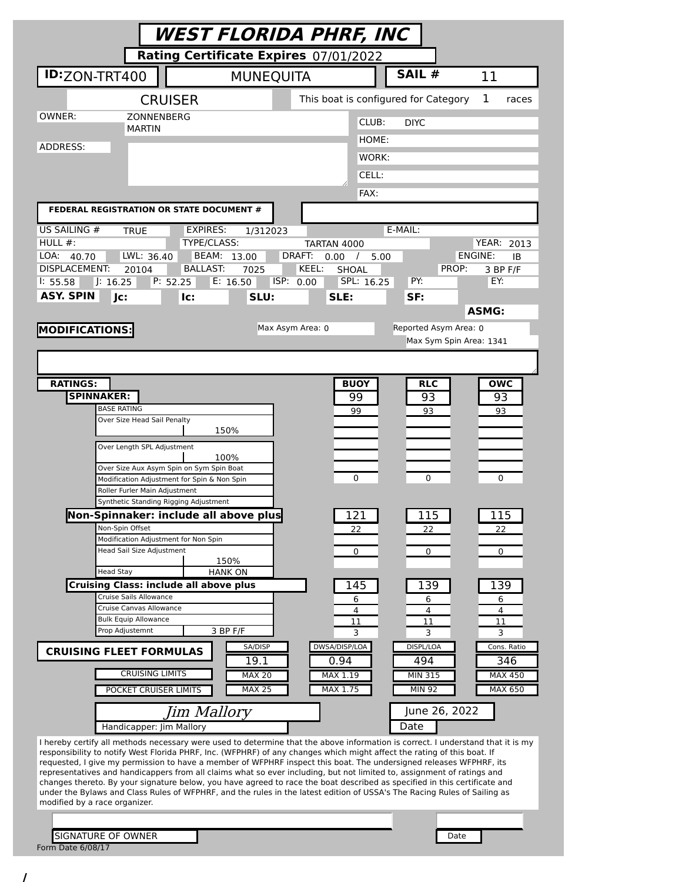# WEST FLORIDA PHRF, INC

**Rating Certificate Expires** 07/01/2022

**ID:** ZON-TRT400 | MUNEQUITA | **SAIL #** 11

CRUISER | This boat is configured for Category 1 races

| | | | |
|---|---|---|---|
| OWNER: | ZONNENBERG MARTIN | CLUB: | DIYC |
| ADDRESS: | | HOME: | |
| | | WORK: | |
| | | CELL: | |
| | | FAX: | |

**FEDERAL REGISTRATION OR STATE DOCUMENT #**

| | | | | | | | | | | | |
|---|---|---|---|---|---|---|---|---|---|---|---|
| US SAILING # | TRUE | EXPIRES: | 1/312023 | | | | | E-MAIL: | | | |
| HULL #: | | TYPE/CLASS: | | TARTAN 4000 | | | | | | YEAR: | 2013 |
| LOA: | 40.70 | LWL: | 36.40 | BEAM: | 13.00 | DRAFT: | 0.00 / 5.00 | | | ENGINE: | IB |
| DISPLACEMENT: | 20104 | BALLAST: | 7025 | KEEL: | SHOAL | | | PROP: | | 3 BP F/F | |
| I: | 55.58 | J: | 16.25 | P: | 52.25 | E: | 16.50 | ISP: 0.00 | SPL: 16.25 | PY: | EY: |

**ASY. SPIN** | **Jc:** | **Ic:** | **SLU:** | **SLE:** | **SF:** | **ASMG:**

**MODIFICATIONS:**

Max Asym Area: 0 | Reported Asym Area: 0 | Max Sym Spin Area: 1341

| **RATINGS:** | | **BUOY** | **RLC** | **OWC** |
|---|---|---|---|---|
| **SPINNAKER:** | | 99 | 93 | 93 |
| BASE RATING | | 99 | 93 | 93 |
| Over Size Head Sail Penalty | 150% | | | |
| Over Length SPL Adjustment | 100% | | | |
| Over Size Aux Asym Spin on Sym Spin Boat | | | | |
| Modification Adjustment for Spin & Non Spin | | 0 | 0 | 0 |
| Roller Furler Main Adjustment | | | | |
| Synthetic Standing Rigging Adjustment | | | | |
| **Non-Spinnaker: include all above plus** | | 121 | 115 | 115 |
| Non-Spin Offset | | 22 | 22 | 22 |
| Modification Adjustment for Non Spin | | | | |
| Head Sail Size Adjustment | 150% | 0 | 0 | 0 |
| Head Stay | HANK ON | | | |
| **Cruising Class: include all above plus** | | 145 | 139 | 139 |
| Cruise Sails Allowance | | 6 | 6 | 6 |
| Cruise Canvas Allowance | | 4 | 4 | 4 |
| Bulk Equip Allowance | | 11 | 11 | 11 |
| Prop Adjustemnt | 3 BP F/F | 3 | 3 | 3 |

| **CRUISING FLEET FORMULAS** | SA/DISP | DWSA/DISP/LOA | DISPL/LOA | Cons. Ratio |
|---|---|---|---|---|
| | 19.1 | 0.94 | 494 | 346 |
| CRUISING LIMITS | MAX 20 | MAX 1.19 | MIN 315 | MAX 450 |
| POCKET CRUISER LIMITS | MAX 25 | MAX 1.75 | MIN 92 | MAX 650 |

*Jim Mallory*

Handicapper: Jim Mallory

June 26, 2022

Date

I hereby certify all methods necessary were used to determine that the above information is correct. I understand that it is my responsibility to notify West Florida PHRF, Inc. (WFPHRF) of any changes which might affect the rating of this boat. If requested, I give my permission to have a member of WFPHRF inspect this boat. The undersigned releases WFPHRF, its representatives and handicappers from all claims what so ever including, but not limited to, assignment of ratings and changes thereto. By your signature below, you have agreed to race the boat described as specified in this certificate and under the Bylaws and Class Rules of WFPHRF, and the rules in the latest edition of USSA's The Racing Rules of Sailing as modified by a race organizer.

SIGNATURE OF OWNER | Date

Form Date 6/08/17

/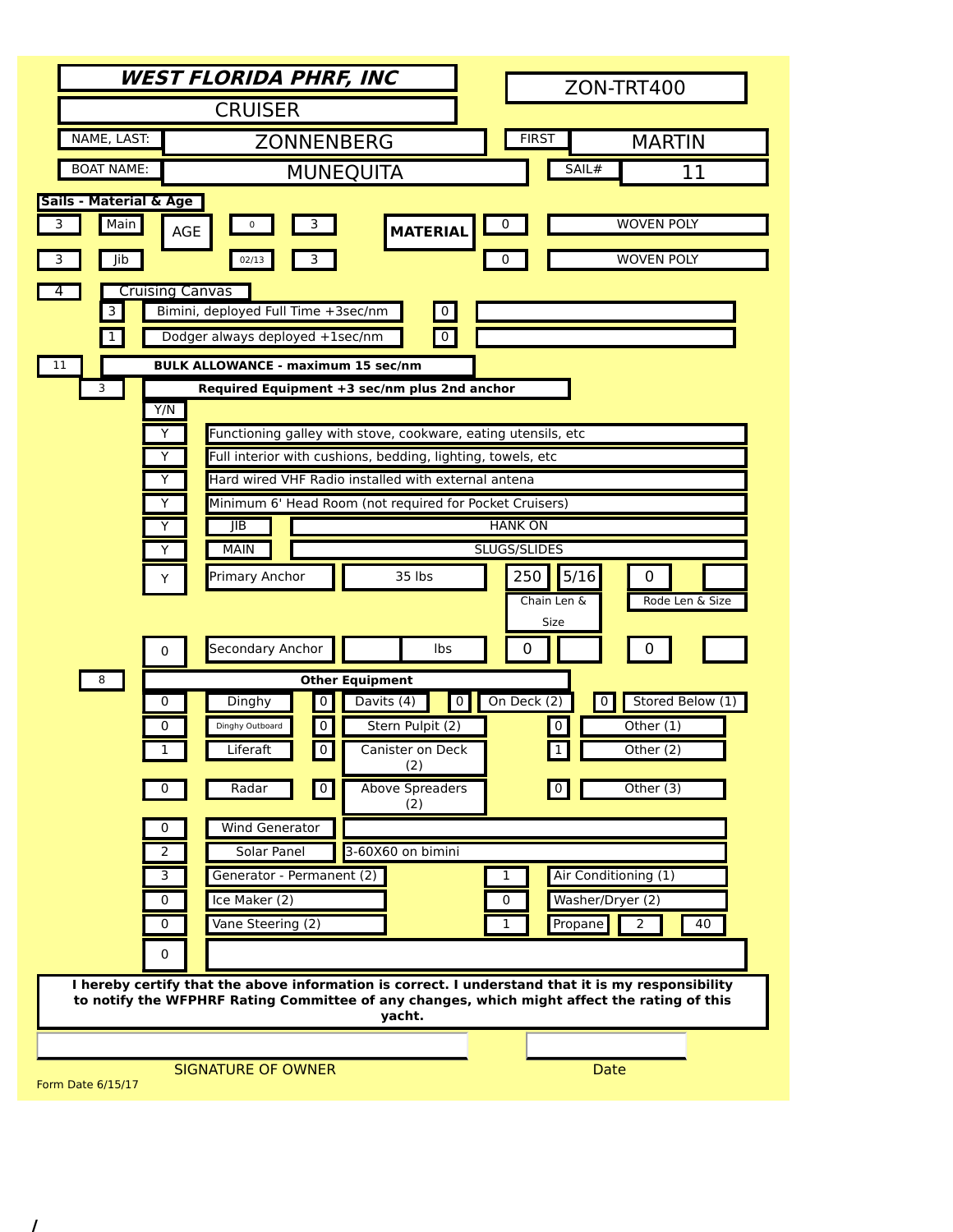***WEST FLORIDA PHRF, INC***

CRUISER

ZON-TRT400

| | | | |
|---|---|---|---|
| NAME, LAST: | ZONNENBERG | FIRST | MARTIN |
| BOAT NAME: | MUNEQUITA | SAIL# | 11 |

**Sails - Material & Age**

| | | | | | | |
|---|---|---|---|---|---|---|
| 3 | Main | AGE | 0 | 3 | MATERIAL | 0 | WOVEN POLY |
| 3 | Jib | | 02/13 | 3 | | 0 | WOVEN POLY |

| | | | |
|---|---|---|---|
| 4 | Cruising Canvas | | |
| 3 | Bimini, deployed Full Time +3sec/nm | 0 | |
| 1 | Dodger always deployed +1sec/nm | 0 | |

11 — **BULK ALLOWANCE - maximum 15 sec/nm**

3 — **Required Equipment +3 sec/nm plus 2nd anchor**

| Y/N | | | | | | |
|---|---|---|---|---|---|---|
| Y | Functioning galley with stove, cookware, eating utensils, etc | | | | | |
| Y | Full interior with cushions, bedding, lighting, towels, etc | | | | | |
| Y | Hard wired VHF Radio installed with external antena | | | | | |
| Y | Minimum 6' Head Room (not required for Pocket Cruisers) | | | | | |
| Y | JIB | HANK ON | | | | |
| Y | MAIN | SLUGS/SLIDES | | | | |
| Y | Primary Anchor | 35 lbs | 250 | 5/16 | 0 | |
| | | | Chain Len & Size | | Rode Len & Size | |
| 0 | Secondary Anchor | lbs | 0 | | 0 | |

8 — **Other Equipment**

| | | | | | | | |
|---|---|---|---|---|---|---|---|
| 0 | Dinghy | 0 | Davits (4) | 0 | On Deck (2) | 0 | Stored Below (1) |
| 0 | Dinghy Outboard | 0 | Stern Pulpit (2) | | | 0 | Other (1) |
| 1 | Liferaft | 0 | Canister on Deck (2) | | | 1 | Other (2) |
| 0 | Radar | 0 | Above Spreaders (2) | | | 0 | Other (3) |
| 0 | Wind Generator | | | | | | |
| 2 | Solar Panel | | 3-60X60 on bimini | | | | |
| 3 | Generator - Permanent (2) | | | 1 | Air Conditioning (1) | | |
| 0 | Ice Maker (2) | | | 0 | Washer/Dryer (2) | | |
| 0 | Vane Steering (2) | | | 1 | Propane | 2 | 40 |
| 0 | | | | | | | |

**I hereby certify that the above information is correct. I understand that it is my responsibility to notify the WFPHRF Rating Committee of any changes, which might affect the rating of this yacht.**

SIGNATURE OF OWNER &emsp;&emsp;&emsp;&emsp; Date

Form Date 6/15/17